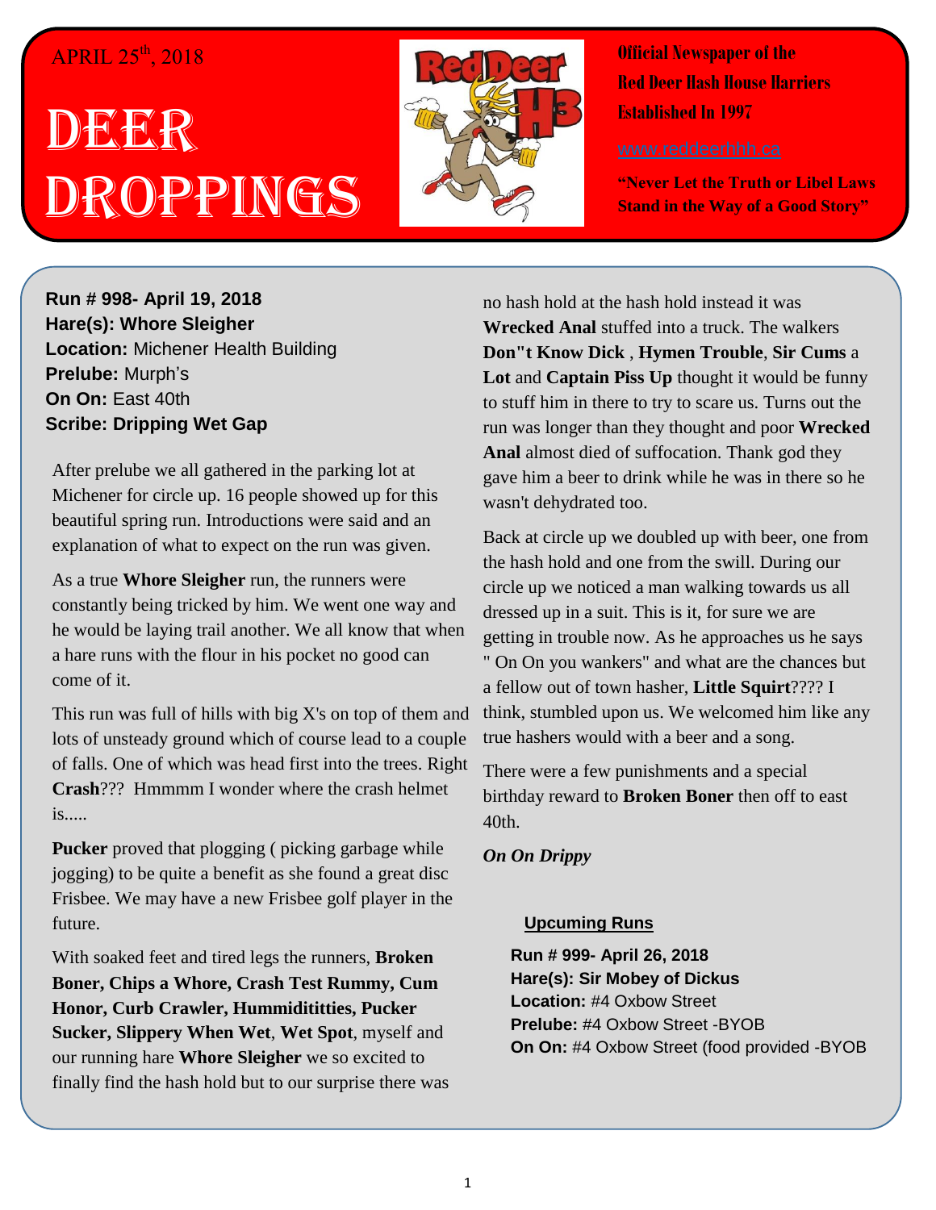APRIL 25th, 2018

# DEER DROPPINGS

**Official Newspaper of the Red Deer Hash House Harriers**
**Established In 1997**

www.reddeerhhh.ca

**"Never Let the Truth or Libel Laws Stand in the Way of a Good Story"**

**Run # 998- April 19, 2018**
**Hare(s): Whore Sleigher**
**Location:** Michener Health Building
**Prelube:** Murph's
**On On:** East 40th
**Scribe: Dripping Wet Gap**

After prelube we all gathered in the parking lot at Michener for circle up. 16 people showed up for this beautiful spring run. Introductions were said and an explanation of what to expect on the run was given.

As a true **Whore Sleigher** run, the runners were constantly being tricked by him. We went one way and he would be laying trail another. We all know that when a hare runs with the flour in his pocket no good can come of it.

This run was full of hills with big X's on top of them and lots of unsteady ground which of course lead to a couple of falls. One of which was head first into the trees. Right **Crash**??? Hmmmm I wonder where the crash helmet is.....

**Pucker** proved that plogging ( picking garbage while jogging) to be quite a benefit as she found a great disc Frisbee. We may have a new Frisbee golf player in the future.

With soaked feet and tired legs the runners, **Broken Boner, Chips a Whore, Crash Test Rummy, Cum Honor, Curb Crawler, Hummidititties, Pucker Sucker, Slippery When Wet**, **Wet Spot**, myself and our running hare **Whore Sleigher** we so excited to finally find the hash hold but to our surprise there was no hash hold at the hash hold instead it was **Wrecked Anal** stuffed into a truck. The walkers **Don"t Know Dick** , **Hymen Trouble**, **Sir Cums** a **Lot** and **Captain Piss Up** thought it would be funny to stuff him in there to try to scare us. Turns out the run was longer than they thought and poor **Wrecked Anal** almost died of suffocation. Thank god they gave him a beer to drink while he was in there so he wasn't dehydrated too.

Back at circle up we doubled up with beer, one from the hash hold and one from the swill. During our circle up we noticed a man walking towards us all dressed up in a suit. This is it, for sure we are getting in trouble now. As he approaches us he says " On On you wankers" and what are the chances but a fellow out of town hasher, **Little Squirt**???? I think, stumbled upon us. We welcomed him like any true hashers would with a beer and a song.

There were a few punishments and a special birthday reward to **Broken Boner** then off to east 40th.

***On On Drippy***

## Upcuming Runs

**Run # 999- April 26, 2018**
**Hare(s): Sir Mobey of Dickus**
**Location:** #4 Oxbow Street
**Prelube:** #4 Oxbow Street -BYOB
**On On:** #4 Oxbow Street (food provided -BYOB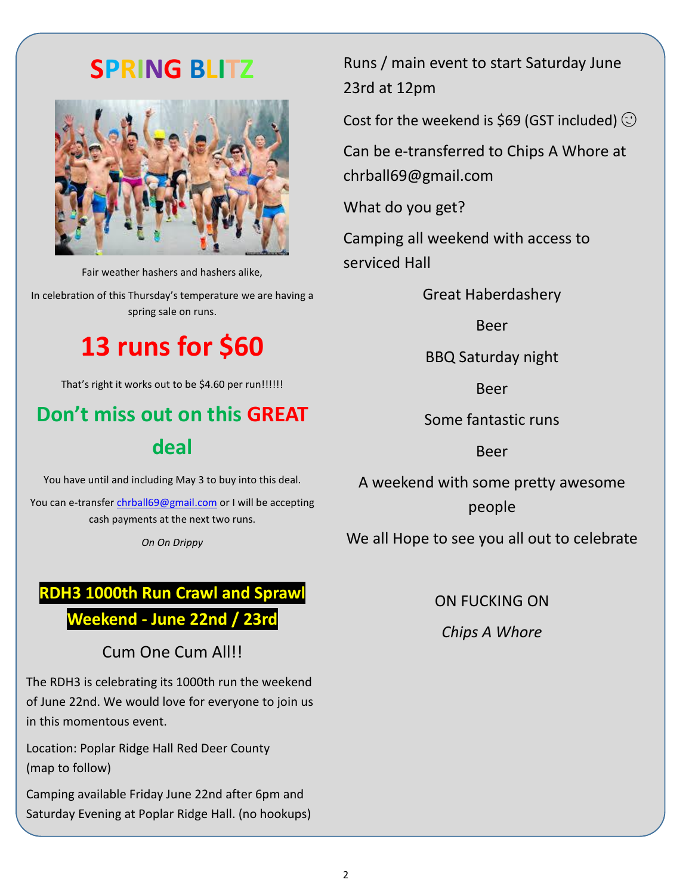# SPRING BLITZ

Fair weather hashers and hashers alike,

In celebration of this Thursday's temperature we are having a spring sale on runs.

## 13 runs for $60

That's right it works out to be $4.60 per run!!!!!!

## Don't miss out on this GREAT deal

You have until and including May 3 to buy into this deal.

You can e-transfer chrball69@gmail.com or I will be accepting cash payments at the next two runs.

*On On Drippy*

## RDH3 1000th Run Crawl and Sprawl Weekend - June 22nd / 23rd

Cum One Cum All!!

The RDH3 is celebrating its 1000th run the weekend of June 22nd. We would love for everyone to join us in this momentous event.

Location: Poplar Ridge Hall Red Deer County (map to follow)

Camping available Friday June 22nd after 6pm and Saturday Evening at Poplar Ridge Hall. (no hookups)

Runs / main event to start Saturday June 23rd at 12pm

Cost for the weekend is $69 (GST included) ☺

Can be e-transferred to Chips A Whore at chrball69@gmail.com

What do you get?

Camping all weekend with access to serviced Hall

Great Haberdashery

Beer

BBQ Saturday night

Beer

Some fantastic runs

Beer

A weekend with some pretty awesome people

We all Hope to see you all out to celebrate

ON FUCKING ON

*Chips A Whore*